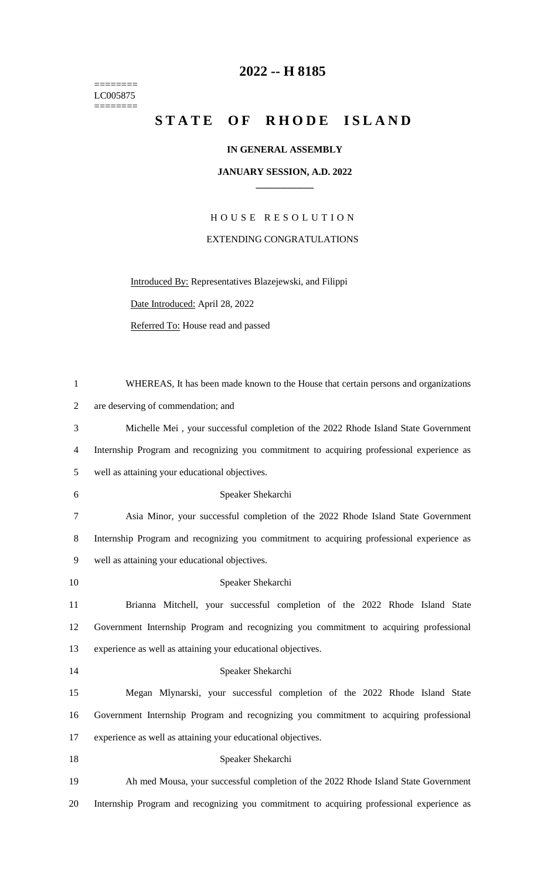# 2022 -- H 8185

========
LC005875
========

## STATE OF RHODE ISLAND

**IN GENERAL ASSEMBLY**

**JANUARY SESSION, A.D. 2022**

HOUSE RESOLUTION

EXTENDING CONGRATULATIONS

Introduced By: Representatives Blazejewski, and Filippi

Date Introduced: April 28, 2022

Referred To: House read and passed

WHEREAS, It has been made known to the House that certain persons and organizations are deserving of commendation; and

Michelle Mei , your successful completion of the 2022 Rhode Island State Government Internship Program and recognizing you commitment to acquiring professional experience as well as attaining your educational objectives.

Speaker Shekarchi

Asia Minor, your successful completion of the 2022 Rhode Island State Government Internship Program and recognizing you commitment to acquiring professional experience as well as attaining your educational objectives.

Speaker Shekarchi

Brianna Mitchell, your successful completion of the 2022 Rhode Island State Government Internship Program and recognizing you commitment to acquiring professional experience as well as attaining your educational objectives.

Speaker Shekarchi

Megan Mlynarski, your successful completion of the 2022 Rhode Island State Government Internship Program and recognizing you commitment to acquiring professional experience as well as attaining your educational objectives.

Speaker Shekarchi

Ah med Mousa, your successful completion of the 2022 Rhode Island State Government Internship Program and recognizing you commitment to acquiring professional experience as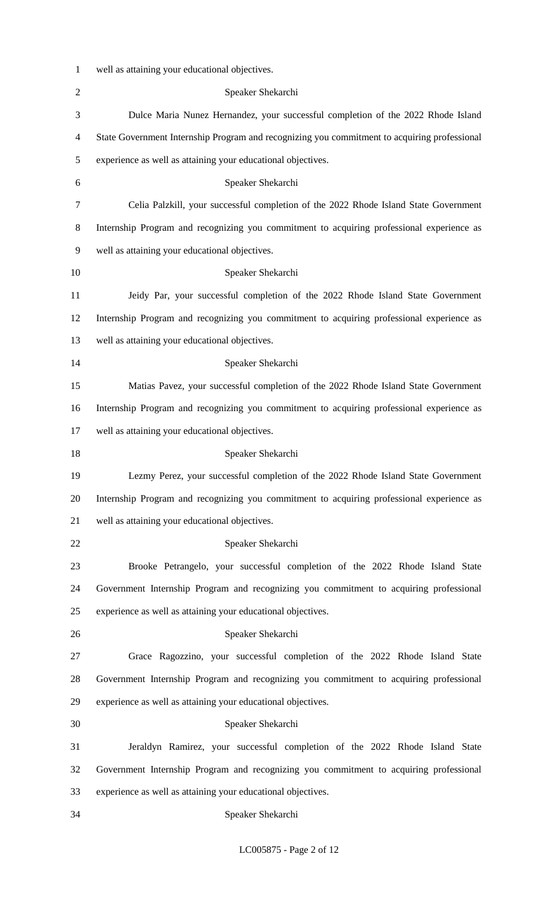well as attaining your educational objectives.

Speaker Shekarchi

Dulce Maria Nunez Hernandez, your successful completion of the 2022 Rhode Island State Government Internship Program and recognizing you commitment to acquiring professional experience as well as attaining your educational objectives.

Speaker Shekarchi

Celia Palzkill, your successful completion of the 2022 Rhode Island State Government Internship Program and recognizing you commitment to acquiring professional experience as well as attaining your educational objectives.

Speaker Shekarchi

Jeidy Par, your successful completion of the 2022 Rhode Island State Government Internship Program and recognizing you commitment to acquiring professional experience as well as attaining your educational objectives.

Speaker Shekarchi

Matias Pavez, your successful completion of the 2022 Rhode Island State Government Internship Program and recognizing you commitment to acquiring professional experience as well as attaining your educational objectives.

Speaker Shekarchi

Lezmy Perez, your successful completion of the 2022 Rhode Island State Government Internship Program and recognizing you commitment to acquiring professional experience as well as attaining your educational objectives.

Speaker Shekarchi

Brooke Petrangelo, your successful completion of the 2022 Rhode Island State Government Internship Program and recognizing you commitment to acquiring professional experience as well as attaining your educational objectives.

Speaker Shekarchi

Grace Ragozzino, your successful completion of the 2022 Rhode Island State Government Internship Program and recognizing you commitment to acquiring professional experience as well as attaining your educational objectives.

Speaker Shekarchi

Jeraldyn Ramirez, your successful completion of the 2022 Rhode Island State Government Internship Program and recognizing you commitment to acquiring professional experience as well as attaining your educational objectives.

Speaker Shekarchi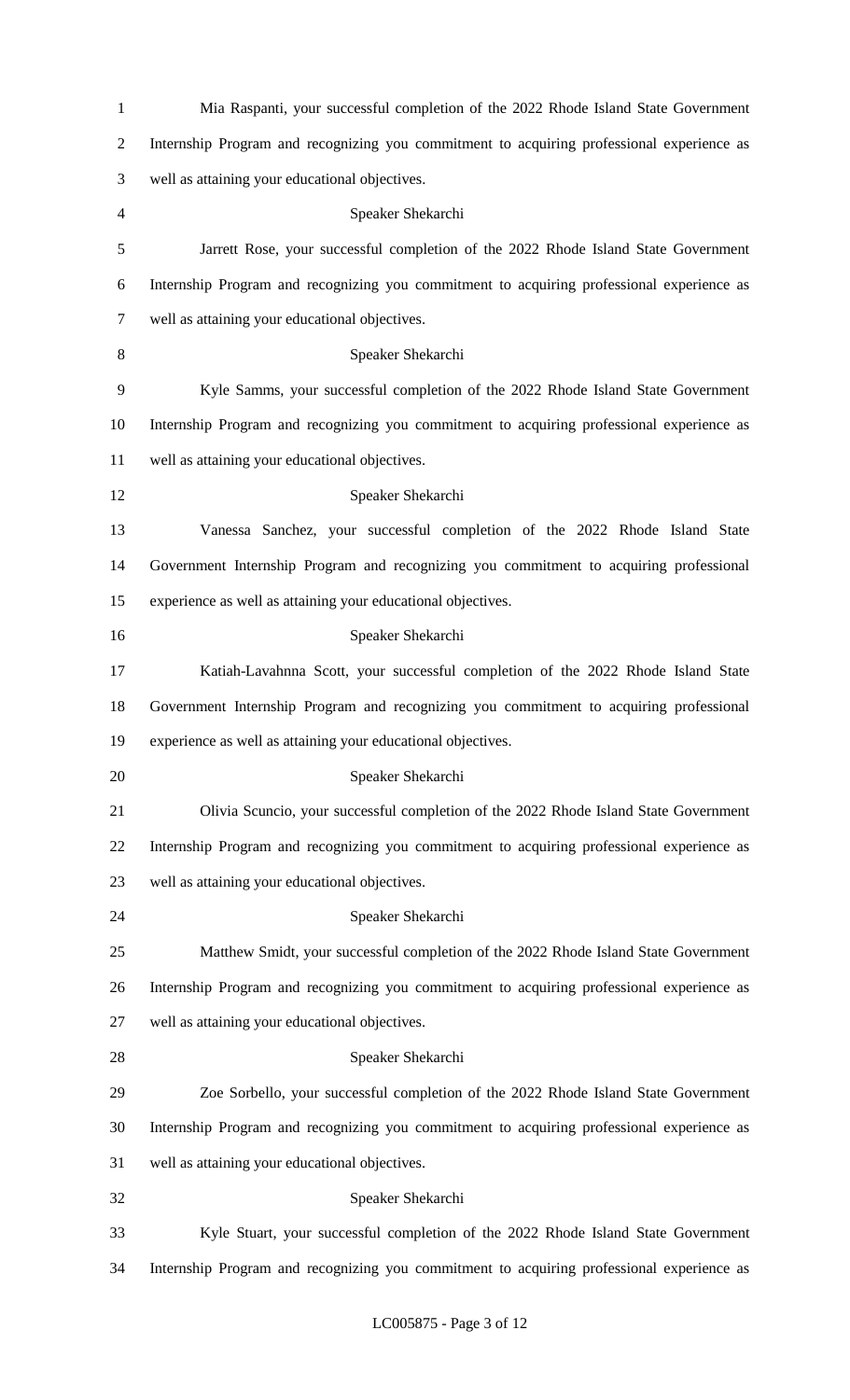Mia Raspanti, your successful completion of the 2022 Rhode Island State Government Internship Program and recognizing you commitment to acquiring professional experience as well as attaining your educational objectives.

Speaker Shekarchi

Jarrett Rose, your successful completion of the 2022 Rhode Island State Government Internship Program and recognizing you commitment to acquiring professional experience as well as attaining your educational objectives.

Speaker Shekarchi

Kyle Samms, your successful completion of the 2022 Rhode Island State Government Internship Program and recognizing you commitment to acquiring professional experience as well as attaining your educational objectives.

Speaker Shekarchi

Vanessa Sanchez, your successful completion of the 2022 Rhode Island State Government Internship Program and recognizing you commitment to acquiring professional experience as well as attaining your educational objectives.

Speaker Shekarchi

Katiah-Lavahnna Scott, your successful completion of the 2022 Rhode Island State Government Internship Program and recognizing you commitment to acquiring professional experience as well as attaining your educational objectives.

Speaker Shekarchi

Olivia Scuncio, your successful completion of the 2022 Rhode Island State Government Internship Program and recognizing you commitment to acquiring professional experience as well as attaining your educational objectives.

Speaker Shekarchi

Matthew Smidt, your successful completion of the 2022 Rhode Island State Government Internship Program and recognizing you commitment to acquiring professional experience as well as attaining your educational objectives.

Speaker Shekarchi

Zoe Sorbello, your successful completion of the 2022 Rhode Island State Government Internship Program and recognizing you commitment to acquiring professional experience as well as attaining your educational objectives.

Speaker Shekarchi

Kyle Stuart, your successful completion of the 2022 Rhode Island State Government Internship Program and recognizing you commitment to acquiring professional experience as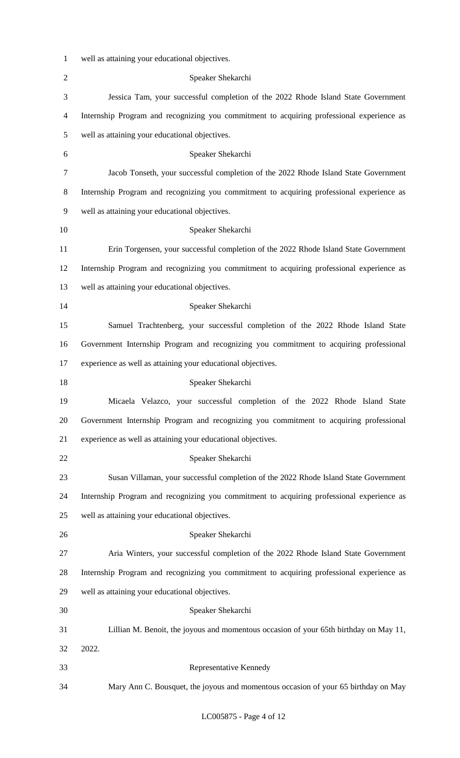well as attaining your educational objectives.

Speaker Shekarchi

Jessica Tam, your successful completion of the 2022 Rhode Island State Government Internship Program and recognizing you commitment to acquiring professional experience as well as attaining your educational objectives.

Speaker Shekarchi

Jacob Tonseth, your successful completion of the 2022 Rhode Island State Government Internship Program and recognizing you commitment to acquiring professional experience as well as attaining your educational objectives.

Speaker Shekarchi

Erin Torgensen, your successful completion of the 2022 Rhode Island State Government Internship Program and recognizing you commitment to acquiring professional experience as well as attaining your educational objectives.

Speaker Shekarchi

Samuel Trachtenberg, your successful completion of the 2022 Rhode Island State Government Internship Program and recognizing you commitment to acquiring professional experience as well as attaining your educational objectives.

Speaker Shekarchi

Micaela Velazco, your successful completion of the 2022 Rhode Island State Government Internship Program and recognizing you commitment to acquiring professional experience as well as attaining your educational objectives.

Speaker Shekarchi

Susan Villaman, your successful completion of the 2022 Rhode Island State Government Internship Program and recognizing you commitment to acquiring professional experience as well as attaining your educational objectives.

Speaker Shekarchi

Aria Winters, your successful completion of the 2022 Rhode Island State Government Internship Program and recognizing you commitment to acquiring professional experience as well as attaining your educational objectives.

Speaker Shekarchi

Lillian M. Benoit, the joyous and momentous occasion of your 65th birthday on May 11, 2022.

Representative Kennedy

Mary Ann C. Bousquet, the joyous and momentous occasion of your 65 birthday on May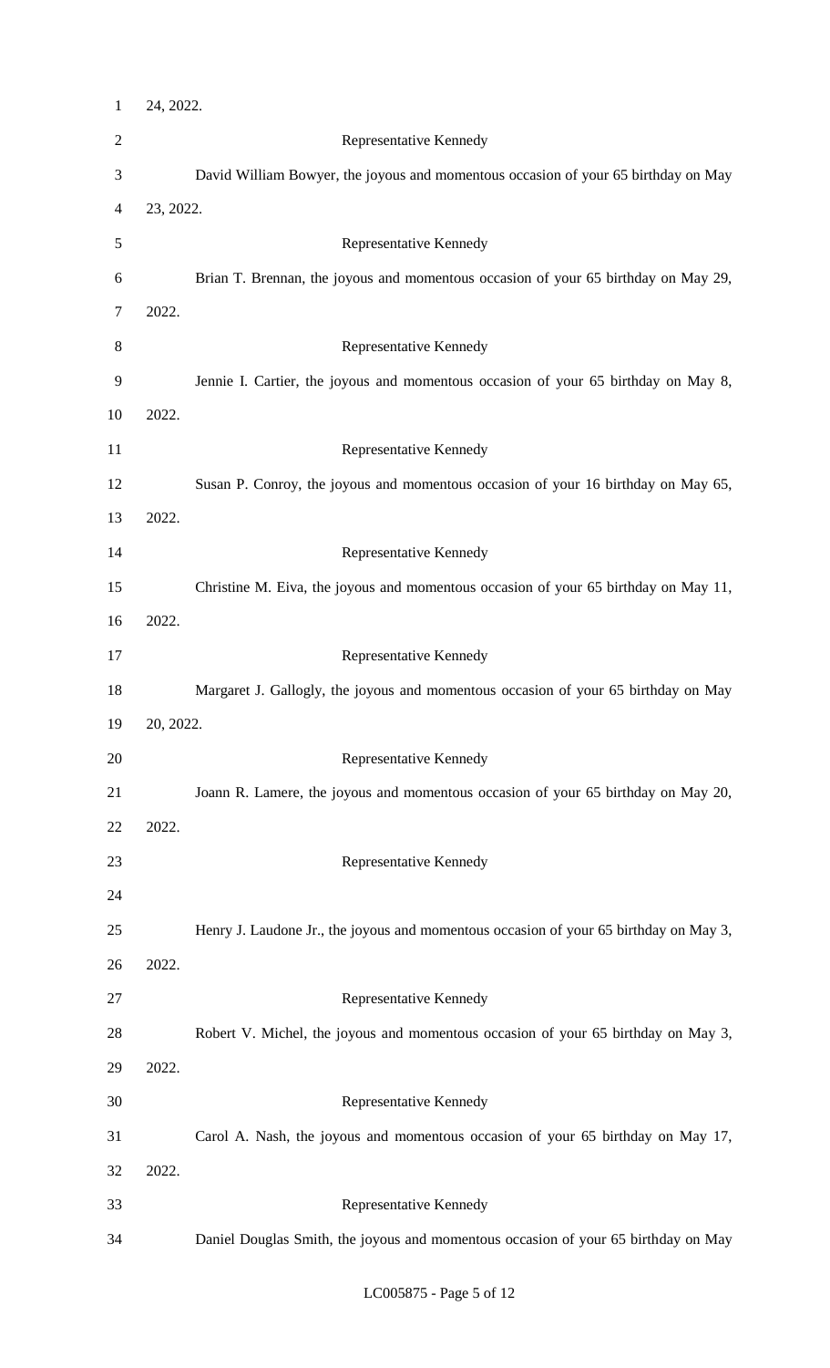24, 2022.

Representative Kennedy

David William Bowyer, the joyous and momentous occasion of your 65 birthday on May 23, 2022.

Representative Kennedy

Brian T. Brennan, the joyous and momentous occasion of your 65 birthday on May 29, 2022.

Representative Kennedy

Jennie I. Cartier, the joyous and momentous occasion of your 65 birthday on May 8, 2022.

Representative Kennedy

Susan P. Conroy, the joyous and momentous occasion of your 16 birthday on May 65, 2022.

Representative Kennedy

Christine M. Eiva, the joyous and momentous occasion of your 65 birthday on May 11, 2022.

Representative Kennedy

Margaret J. Gallogly, the joyous and momentous occasion of your 65 birthday on May 20, 2022.

Representative Kennedy

Joann R. Lamere, the joyous and momentous occasion of your 65 birthday on May 20, 2022.

Representative Kennedy

Henry J. Laudone Jr., the joyous and momentous occasion of your 65 birthday on May 3, 2022.

Representative Kennedy

Robert V. Michel, the joyous and momentous occasion of your 65 birthday on May 3, 2022.

Representative Kennedy

Carol A. Nash, the joyous and momentous occasion of your 65 birthday on May 17, 2022.

Representative Kennedy

Daniel Douglas Smith, the joyous and momentous occasion of your 65 birthday on May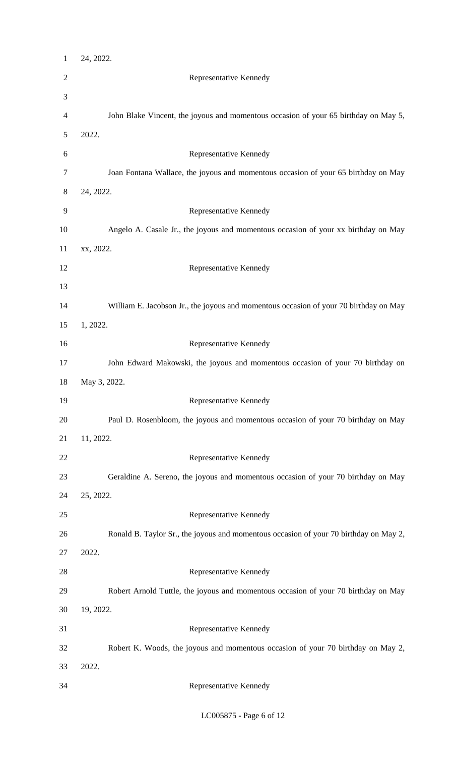24, 2022.

Representative Kennedy

John Blake Vincent, the joyous and momentous occasion of your 65 birthday on May 5, 2022.

Representative Kennedy

Joan Fontana Wallace, the joyous and momentous occasion of your 65 birthday on May 24, 2022.

Representative Kennedy

Angelo A. Casale Jr., the joyous and momentous occasion of your xx birthday on May xx, 2022.

Representative Kennedy

William E. Jacobson Jr., the joyous and momentous occasion of your 70 birthday on May 1, 2022.

Representative Kennedy

John Edward Makowski, the joyous and momentous occasion of your 70 birthday on May 3, 2022.

Representative Kennedy

Paul D. Rosenbloom, the joyous and momentous occasion of your 70 birthday on May 11, 2022.

Representative Kennedy

Geraldine A. Sereno, the joyous and momentous occasion of your 70 birthday on May 25, 2022.

Representative Kennedy

Ronald B. Taylor Sr., the joyous and momentous occasion of your 70 birthday on May 2, 2022.

Representative Kennedy

Robert Arnold Tuttle, the joyous and momentous occasion of your 70 birthday on May 19, 2022.

Representative Kennedy

Robert K. Woods, the joyous and momentous occasion of your 70 birthday on May 2, 2022.

Representative Kennedy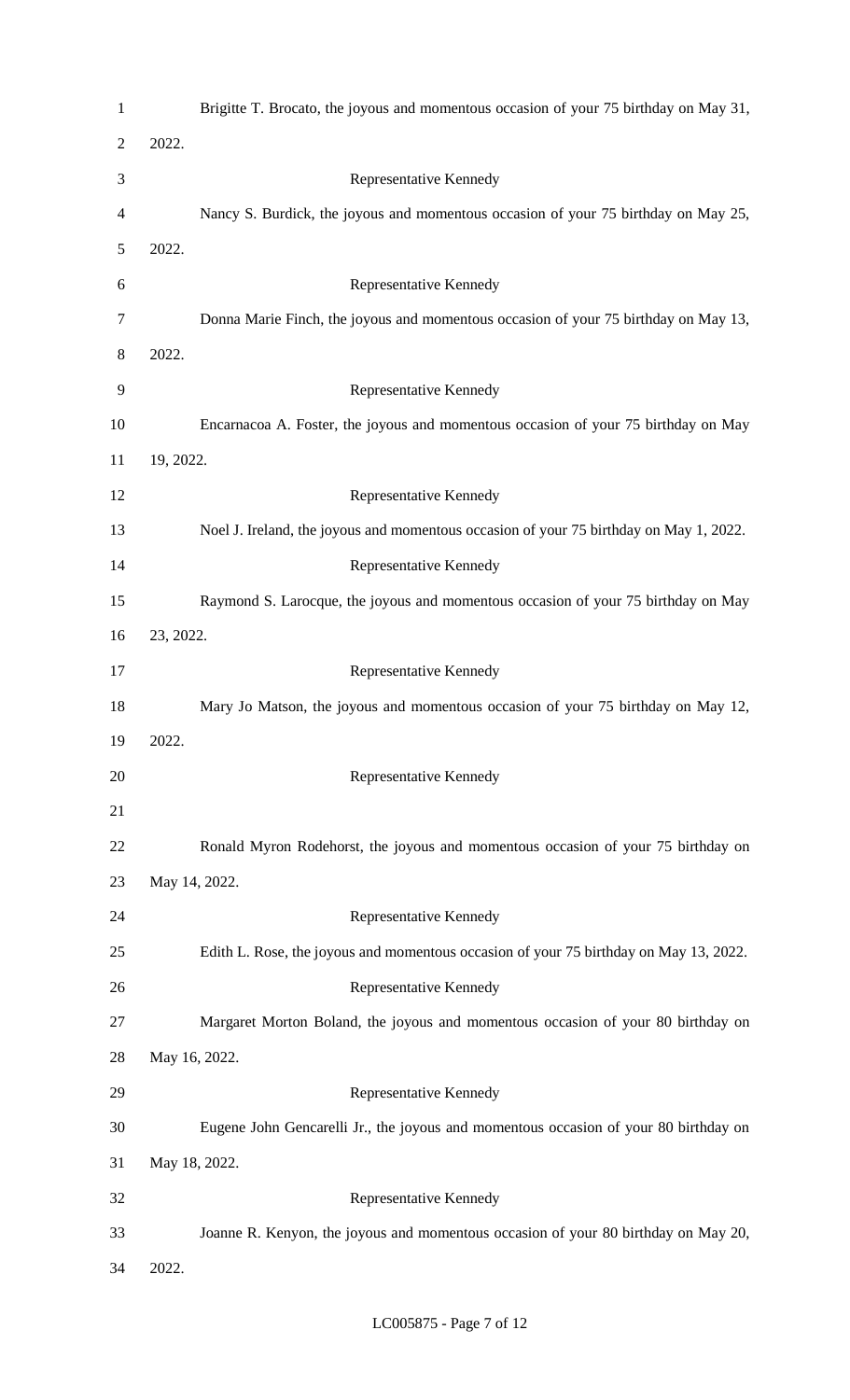Brigitte T. Brocato, the joyous and momentous occasion of your 75 birthday on May 31, 2022.

Representative Kennedy

Nancy S. Burdick, the joyous and momentous occasion of your 75 birthday on May 25, 2022.

Representative Kennedy

Donna Marie Finch, the joyous and momentous occasion of your 75 birthday on May 13, 2022.

Representative Kennedy

Encarnacoa A. Foster, the joyous and momentous occasion of your 75 birthday on May 19, 2022.

Representative Kennedy

Noel J. Ireland, the joyous and momentous occasion of your 75 birthday on May 1, 2022.

Representative Kennedy

Raymond S. Larocque, the joyous and momentous occasion of your 75 birthday on May 23, 2022.

Representative Kennedy

Mary Jo Matson, the joyous and momentous occasion of your 75 birthday on May 12, 2022.

Representative Kennedy

Ronald Myron Rodehorst, the joyous and momentous occasion of your 75 birthday on May 14, 2022.

Representative Kennedy

Edith L. Rose, the joyous and momentous occasion of your 75 birthday on May 13, 2022.

Representative Kennedy

Margaret Morton Boland, the joyous and momentous occasion of your 80 birthday on May 16, 2022.

Representative Kennedy

Eugene John Gencarelli Jr., the joyous and momentous occasion of your 80 birthday on May 18, 2022.

Representative Kennedy

Joanne R. Kenyon, the joyous and momentous occasion of your 80 birthday on May 20, 2022.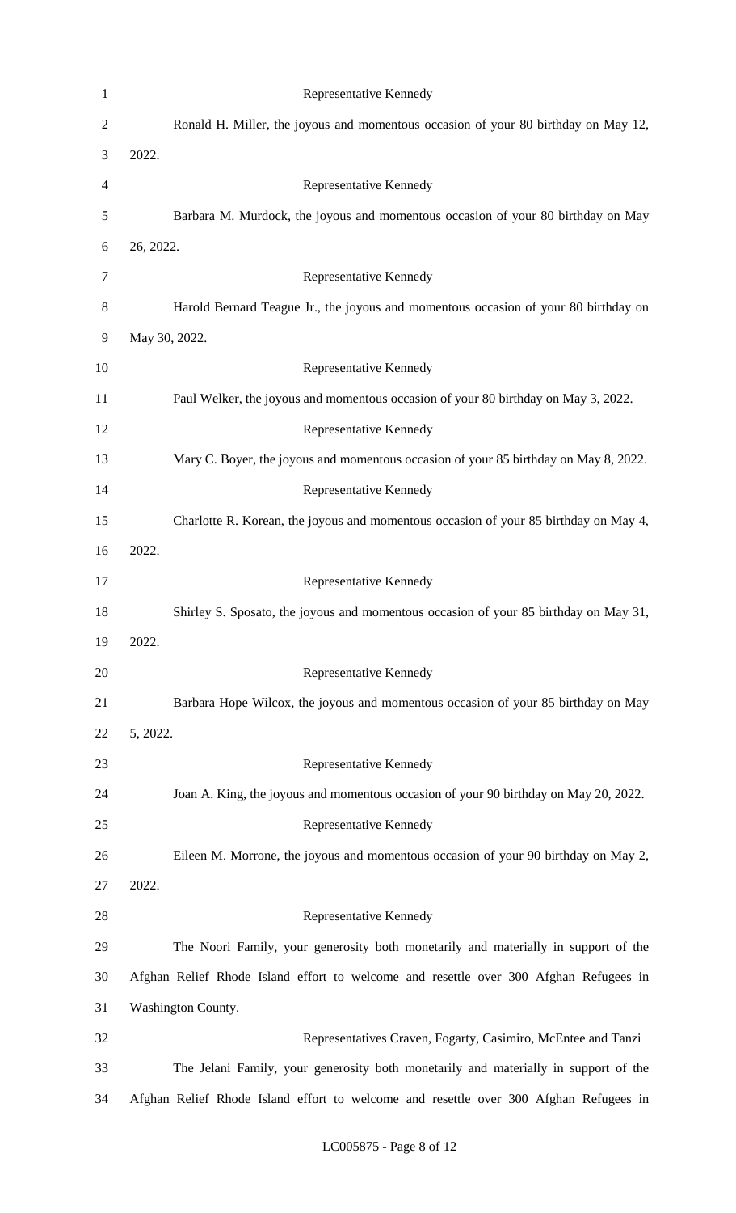Representative Kennedy

Ronald H. Miller, the joyous and momentous occasion of your 80 birthday on May 12, 2022.

Representative Kennedy

Barbara M. Murdock, the joyous and momentous occasion of your 80 birthday on May 26, 2022.

Representative Kennedy

Harold Bernard Teague Jr., the joyous and momentous occasion of your 80 birthday on May 30, 2022.

Representative Kennedy

Paul Welker, the joyous and momentous occasion of your 80 birthday on May 3, 2022.

Representative Kennedy

Mary C. Boyer, the joyous and momentous occasion of your 85 birthday on May 8, 2022.

Representative Kennedy

Charlotte R. Korean, the joyous and momentous occasion of your 85 birthday on May 4, 2022.

Representative Kennedy

Shirley S. Sposato, the joyous and momentous occasion of your 85 birthday on May 31, 2022.

Representative Kennedy

Barbara Hope Wilcox, the joyous and momentous occasion of your 85 birthday on May 5, 2022.

Representative Kennedy

Joan A. King, the joyous and momentous occasion of your 90 birthday on May 20, 2022.

Representative Kennedy

Eileen M. Morrone, the joyous and momentous occasion of your 90 birthday on May 2, 2022.

Representative Kennedy

The Noori Family, your generosity both monetarily and materially in support of the Afghan Relief Rhode Island effort to welcome and resettle over 300 Afghan Refugees in Washington County.

Representatives Craven, Fogarty, Casimiro, McEntee and Tanzi

The Jelani Family, your generosity both monetarily and materially in support of the Afghan Relief Rhode Island effort to welcome and resettle over 300 Afghan Refugees in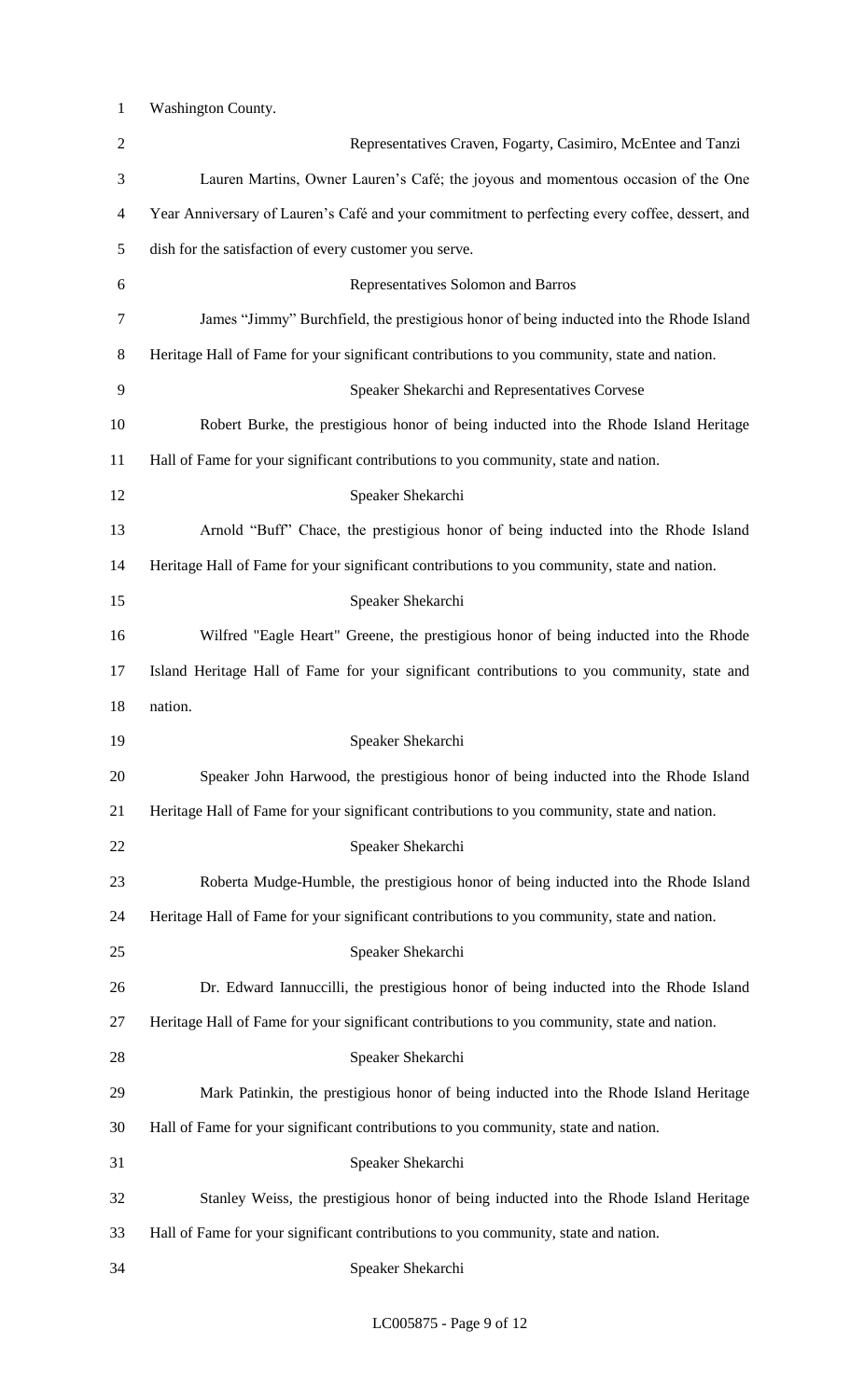Washington County.

Representatives Craven, Fogarty, Casimiro, McEntee and Tanzi

Lauren Martins, Owner Lauren's Café; the joyous and momentous occasion of the One Year Anniversary of Lauren's Café and your commitment to perfecting every coffee, dessert, and dish for the satisfaction of every customer you serve.

Representatives Solomon and Barros

James "Jimmy" Burchfield, the prestigious honor of being inducted into the Rhode Island Heritage Hall of Fame for your significant contributions to you community, state and nation.

Speaker Shekarchi and Representatives Corvese

Robert Burke, the prestigious honor of being inducted into the Rhode Island Heritage Hall of Fame for your significant contributions to you community, state and nation.

Speaker Shekarchi

Arnold "Buff" Chace, the prestigious honor of being inducted into the Rhode Island Heritage Hall of Fame for your significant contributions to you community, state and nation.

Speaker Shekarchi

Wilfred "Eagle Heart" Greene, the prestigious honor of being inducted into the Rhode Island Heritage Hall of Fame for your significant contributions to you community, state and nation.

Speaker Shekarchi

Speaker John Harwood, the prestigious honor of being inducted into the Rhode Island Heritage Hall of Fame for your significant contributions to you community, state and nation.

Speaker Shekarchi

Roberta Mudge-Humble, the prestigious honor of being inducted into the Rhode Island Heritage Hall of Fame for your significant contributions to you community, state and nation.

Speaker Shekarchi

Dr. Edward Iannuccilli, the prestigious honor of being inducted into the Rhode Island Heritage Hall of Fame for your significant contributions to you community, state and nation.

Speaker Shekarchi

Mark Patinkin, the prestigious honor of being inducted into the Rhode Island Heritage Hall of Fame for your significant contributions to you community, state and nation.

Speaker Shekarchi

Stanley Weiss, the prestigious honor of being inducted into the Rhode Island Heritage Hall of Fame for your significant contributions to you community, state and nation.

Speaker Shekarchi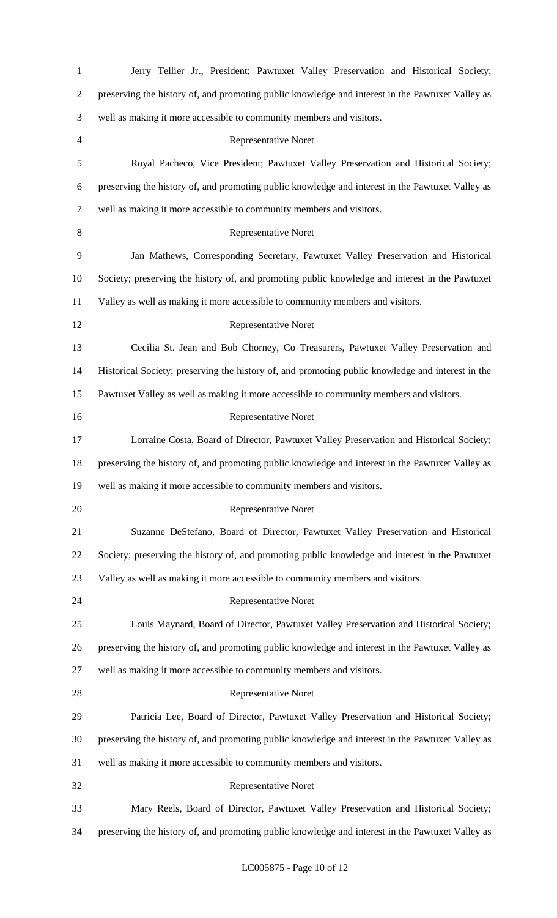Jerry Tellier Jr., President; Pawtuxet Valley Preservation and Historical Society; preserving the history of, and promoting public knowledge and interest in the Pawtuxet Valley as well as making it more accessible to community members and visitors.

Representative Noret

Royal Pacheco, Vice President; Pawtuxet Valley Preservation and Historical Society; preserving the history of, and promoting public knowledge and interest in the Pawtuxet Valley as well as making it more accessible to community members and visitors.

Representative Noret

Jan Mathews, Corresponding Secretary, Pawtuxet Valley Preservation and Historical Society; preserving the history of, and promoting public knowledge and interest in the Pawtuxet Valley as well as making it more accessible to community members and visitors.

Representative Noret

Cecilia St. Jean and Bob Chorney, Co Treasurers, Pawtuxet Valley Preservation and Historical Society; preserving the history of, and promoting public knowledge and interest in the Pawtuxet Valley as well as making it more accessible to community members and visitors.

Representative Noret

Lorraine Costa, Board of Director, Pawtuxet Valley Preservation and Historical Society; preserving the history of, and promoting public knowledge and interest in the Pawtuxet Valley as well as making it more accessible to community members and visitors.

Representative Noret

Suzanne DeStefano, Board of Director, Pawtuxet Valley Preservation and Historical Society; preserving the history of, and promoting public knowledge and interest in the Pawtuxet Valley as well as making it more accessible to community members and visitors.

Representative Noret

Louis Maynard, Board of Director, Pawtuxet Valley Preservation and Historical Society; preserving the history of, and promoting public knowledge and interest in the Pawtuxet Valley as well as making it more accessible to community members and visitors.

Representative Noret

Patricia Lee, Board of Director, Pawtuxet Valley Preservation and Historical Society; preserving the history of, and promoting public knowledge and interest in the Pawtuxet Valley as well as making it more accessible to community members and visitors.

Representative Noret

Mary Reels, Board of Director, Pawtuxet Valley Preservation and Historical Society; preserving the history of, and promoting public knowledge and interest in the Pawtuxet Valley as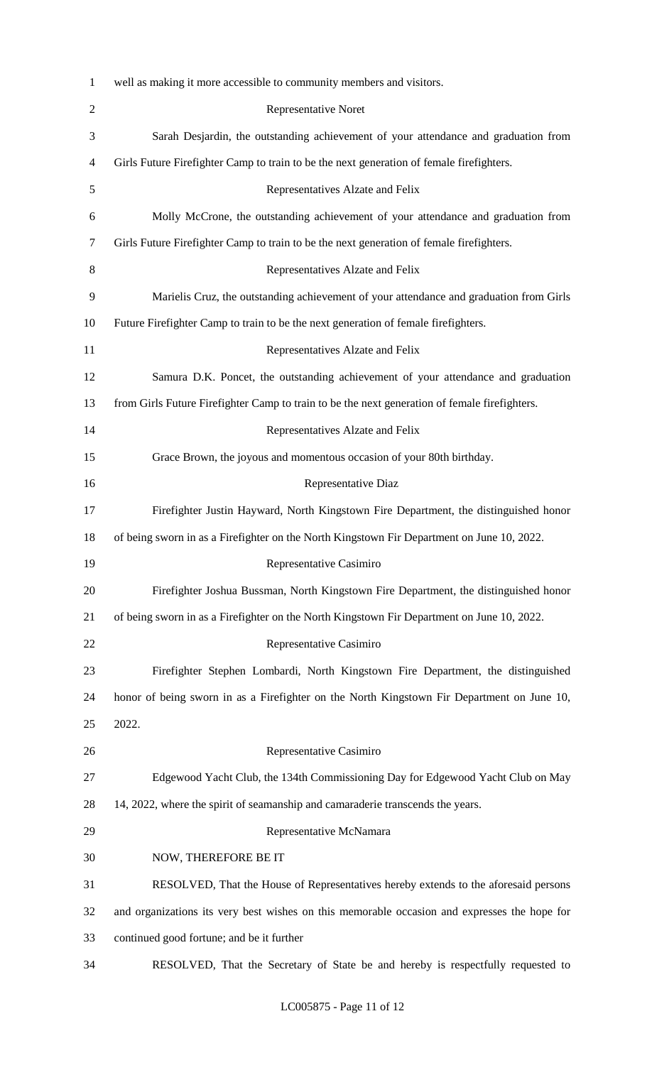well as making it more accessible to community members and visitors.

Representative Noret

Sarah Desjardin, the outstanding achievement of your attendance and graduation from Girls Future Firefighter Camp to train to be the next generation of female firefighters.

Representatives Alzate and Felix

Molly McCrone, the outstanding achievement of your attendance and graduation from Girls Future Firefighter Camp to train to be the next generation of female firefighters.

Representatives Alzate and Felix

Marielis Cruz, the outstanding achievement of your attendance and graduation from Girls Future Firefighter Camp to train to be the next generation of female firefighters.

Representatives Alzate and Felix

Samura D.K. Poncet, the outstanding achievement of your attendance and graduation from Girls Future Firefighter Camp to train to be the next generation of female firefighters.

Representatives Alzate and Felix

Grace Brown, the joyous and momentous occasion of your 80th birthday.

Representative Diaz

Firefighter Justin Hayward, North Kingstown Fire Department, the distinguished honor of being sworn in as a Firefighter on the North Kingstown Fir Department on June 10, 2022.

Representative Casimiro

Firefighter Joshua Bussman, North Kingstown Fire Department, the distinguished honor of being sworn in as a Firefighter on the North Kingstown Fir Department on June 10, 2022.

Representative Casimiro

Firefighter Stephen Lombardi, North Kingstown Fire Department, the distinguished honor of being sworn in as a Firefighter on the North Kingstown Fir Department on June 10, 2022.

Representative Casimiro

Edgewood Yacht Club, the 134th Commissioning Day for Edgewood Yacht Club on May 14, 2022, where the spirit of seamanship and camaraderie transcends the years.

Representative McNamara

NOW, THEREFORE BE IT

RESOLVED, That the House of Representatives hereby extends to the aforesaid persons and organizations its very best wishes on this memorable occasion and expresses the hope for continued good fortune; and be it further

RESOLVED, That the Secretary of State be and hereby is respectfully requested to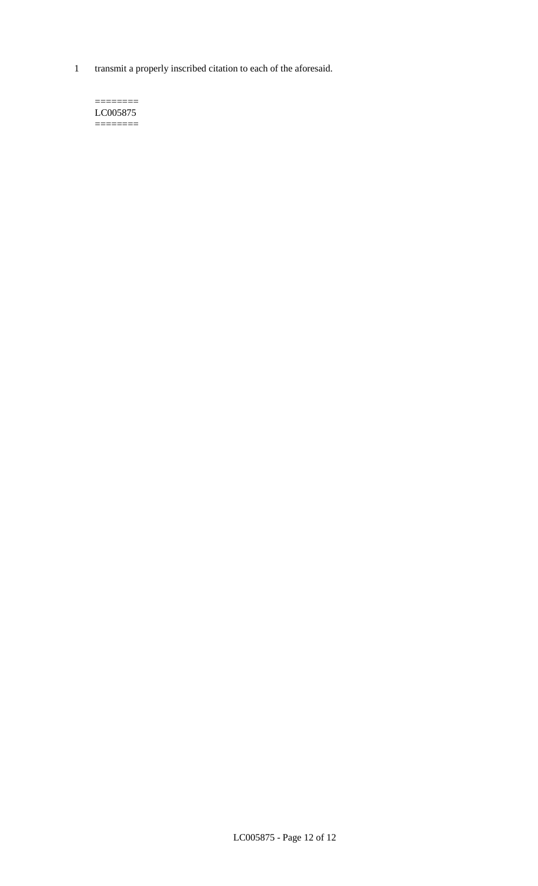transmit a properly inscribed citation to each of the aforesaid.

========
LC005875
========